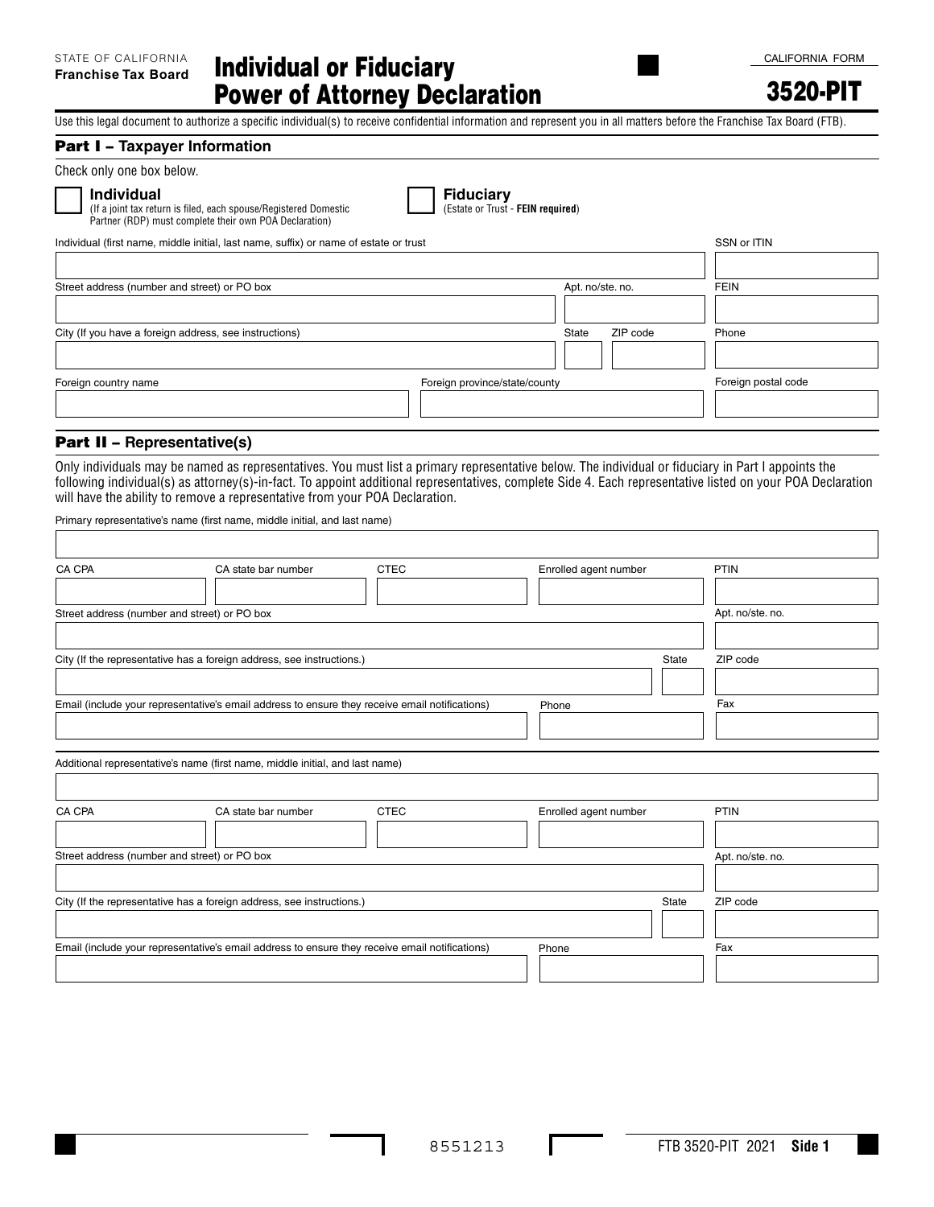STATE OF CALIFORNIA
**Franchise Tax Board**

# Individual or Fiduciary Power of Attorney Declaration

CALIFORNIA FORM

**3520-PIT**

Use this legal document to authorize a specific individual(s) to receive confidential information and represent you in all matters before the Franchise Tax Board (FTB).

## Part I – Taxpayer Information

Check only one box below.

☐ **Individual**
(If a joint tax return is filed, each spouse/Registered Domestic Partner (RDP) must complete their own POA Declaration)

☐ **Fiduciary**
(Estate or Trust - **FEIN required**)

| Individual (first name, middle initial, last name, suffix) or name of estate or trust | | | SSN or ITIN |
|---|---|---|---|
| | | | |
| Street address (number and street) or PO box | Apt. no/ste. no. | | FEIN |
| | | | |
| City (If you have a foreign address, see instructions) | State | ZIP code | Phone |
| | | | |
| Foreign country name | Foreign province/state/county | | Foreign postal code |
| | | | |

## Part II – Representative(s)

Only individuals may be named as representatives. You must list a primary representative below. The individual or fiduciary in Part I appoints the following individual(s) as attorney(s)-in-fact. To appoint additional representatives, complete Side 4. Each representative listed on your POA Declaration will have the ability to remove a representative from your POA Declaration.

| Primary representative's name (first name, middle initial, and last name) | | | | |
|---|---|---|---|---|
| | | | | |
| CA CPA | CA state bar number | CTEC | Enrolled agent number | PTIN |
| | | | | |
| Street address (number and street) or PO box | | | | Apt. no/ste. no. |
| | | | | |
| City (If the representative has a foreign address, see instructions.) | | | State | ZIP code |
| | | | | |
| Email (include your representative's email address to ensure they receive email notifications) | | | Phone | Fax |
| | | | | |

| Additional representative's name (first name, middle initial, and last name) | | | | |
|---|---|---|---|---|
| | | | | |
| CA CPA | CA state bar number | CTEC | Enrolled agent number | PTIN |
| | | | | |
| Street address (number and street) or PO box | | | | Apt. no/ste. no. |
| | | | | |
| City (If the representative has a foreign address, see instructions.) | | | State | ZIP code |
| | | | | |
| Email (include your representative's email address to ensure they receive email notifications) | | | Phone | Fax |
| | | | | |

8551213

FTB 3520-PIT 2021 **Side 1**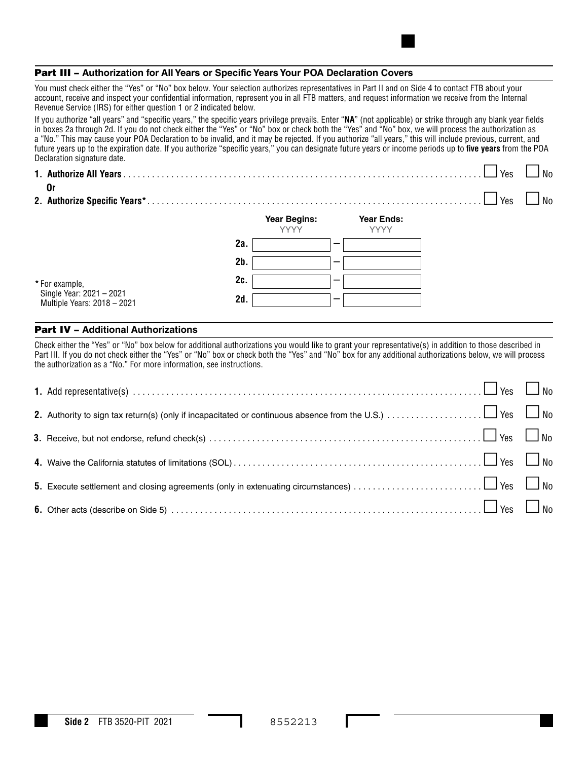## Part III – Authorization for All Years or Specific Years Your POA Declaration Covers

You must check either the "Yes" or "No" box below. Your selection authorizes representatives in Part II and on Side 4 to contact FTB about your account, receive and inspect your confidential information, represent you in all FTB matters, and request information we receive from the Internal Revenue Service (IRS) for either question 1 or 2 indicated below.

If you authorize "all years" and "specific years," the specific years privilege prevails. Enter "**NA**" (not applicable) or strike through any blank year fields in boxes 2a through 2d. If you do not check either the "Yes" or "No" box or check both the "Yes" and "No" box, we will process the authorization as a "No." This may cause your POA Declaration to be invalid, and it may be rejected. If you authorize "all years," this will include previous, current, and future years up to the expiration date. If you authorize "specific years," you can designate future years or income periods up to **five years** from the POA Declaration signature date.

**1. Authorize All Years** . . . . . . . . . . ☐ Yes ☐ No

**Or**

**2. Authorize Specific Years*** . . . . . . . . . . ☐ Yes ☐ No

| | Year Begins: YYYY | | Year Ends: YYYY |
|---|---|---|---|
| 2a. | | – | |
| 2b. | | – | |
| 2c. | | – | |
| 2d. | | – | |

\* For example,
Single Year: 2021 – 2021
Multiple Years: 2018 – 2021

## Part IV – Additional Authorizations

Check either the "Yes" or "No" box below for additional authorizations you would like to grant your representative(s) in addition to those described in Part III. If you do not check either the "Yes" or "No" box or check both the "Yes" and "No" box for any additional authorizations below, we will process the authorization as a "No." For more information, see instructions.

**1.** Add representative(s) . . . . . . . . . . ☐ Yes ☐ No

**2.** Authority to sign tax return(s) (only if incapacitated or continuous absence from the U.S.) . . . . . . . . . . ☐ Yes ☐ No

**3.** Receive, but not endorse, refund check(s) . . . . . . . . . . ☐ Yes ☐ No

**4.** Waive the California statutes of limitations (SOL) . . . . . . . . . . ☐ Yes ☐ No

**5.** Execute settlement and closing agreements (only in extenuating circumstances) . . . . . . . . . . ☐ Yes ☐ No

**6.** Other acts (describe on Side 5) . . . . . . . . . . ☐ Yes ☐ No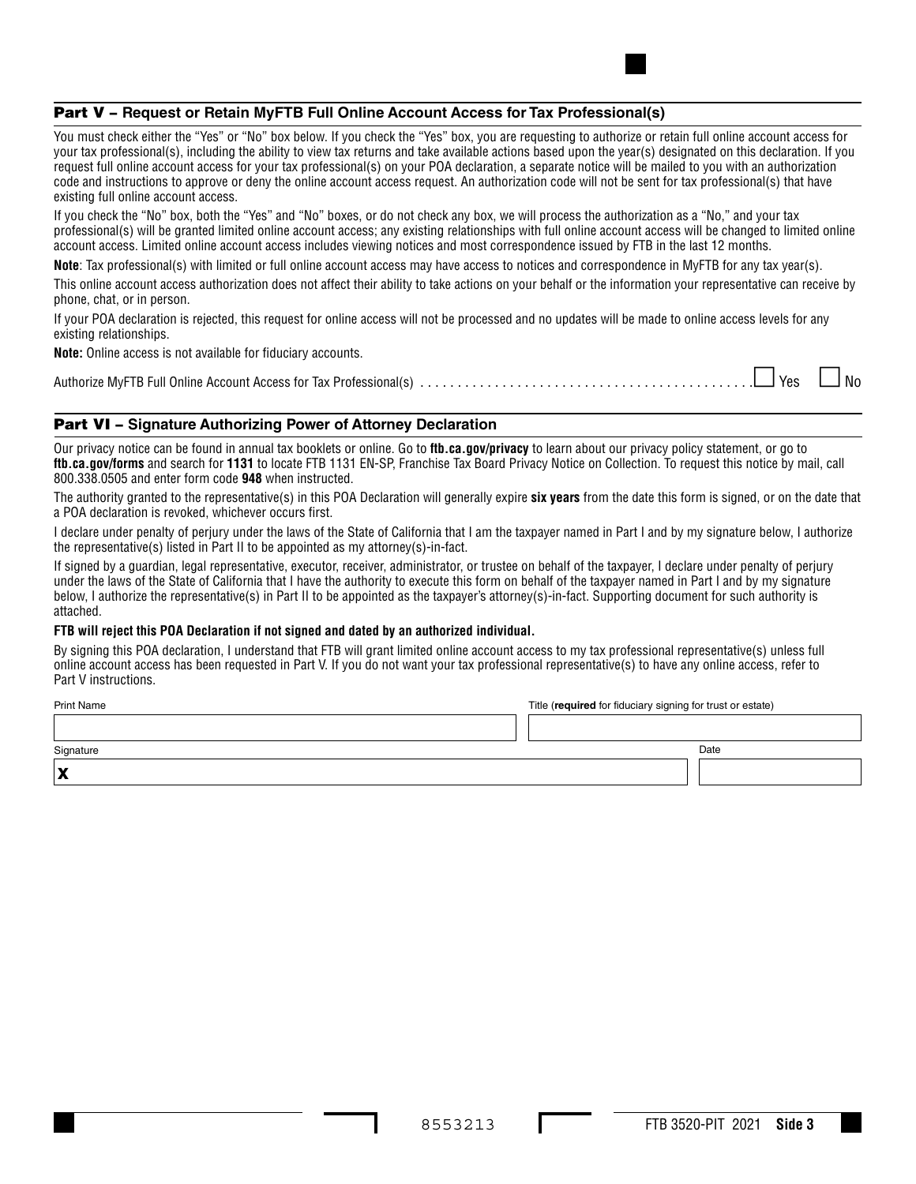## Part V – Request or Retain MyFTB Full Online Account Access for Tax Professional(s)

You must check either the "Yes" or "No" box below. If you check the "Yes" box, you are requesting to authorize or retain full online account access for your tax professional(s), including the ability to view tax returns and take available actions based upon the year(s) designated on this declaration. If you request full online account access for your tax professional(s) on your POA declaration, a separate notice will be mailed to you with an authorization code and instructions to approve or deny the online account access request. An authorization code will not be sent for tax professional(s) that have existing full online account access.

If you check the "No" box, both the "Yes" and "No" boxes, or do not check any box, we will process the authorization as a "No," and your tax professional(s) will be granted limited online account access; any existing relationships with full online account access will be changed to limited online account access. Limited online account access includes viewing notices and most correspondence issued by FTB in the last 12 months.

**Note**: Tax professional(s) with limited or full online account access may have access to notices and correspondence in MyFTB for any tax year(s).

This online account access authorization does not affect their ability to take actions on your behalf or the information your representative can receive by phone, chat, or in person.

If your POA declaration is rejected, this request for online access will not be processed and no updates will be made to online access levels for any existing relationships.

**Note:** Online access is not available for fiduciary accounts.

Authorize MyFTB Full Online Account Access for Tax Professional(s) . . . . . . . . . . . . . . . . . . . . . . . . . . . . . . . . . . . . . . . . . . ☐ Yes ☐ No

## Part VI – Signature Authorizing Power of Attorney Declaration

Our privacy notice can be found in annual tax booklets or online. Go to **ftb.ca.gov/privacy** to learn about our privacy policy statement, or go to **ftb.ca.gov/forms** and search for **1131** to locate FTB 1131 EN-SP, Franchise Tax Board Privacy Notice on Collection. To request this notice by mail, call 800.338.0505 and enter form code **948** when instructed.

The authority granted to the representative(s) in this POA Declaration will generally expire **six years** from the date this form is signed, or on the date that a POA declaration is revoked, whichever occurs first.

I declare under penalty of perjury under the laws of the State of California that I am the taxpayer named in Part I and by my signature below, I authorize the representative(s) listed in Part II to be appointed as my attorney(s)-in-fact.

If signed by a guardian, legal representative, executor, receiver, administrator, or trustee on behalf of the taxpayer, I declare under penalty of perjury under the laws of the State of California that I have the authority to execute this form on behalf of the taxpayer named in Part I and by my signature below, I authorize the representative(s) in Part II to be appointed as the taxpayer's attorney(s)-in-fact. Supporting document for such authority is attached.

**FTB will reject this POA Declaration if not signed and dated by an authorized individual.**

By signing this POA declaration, I understand that FTB will grant limited online account access to my tax professional representative(s) unless full online account access has been requested in Part V. If you do not want your tax professional representative(s) to have any online access, refer to Part V instructions.

| Print Name | Title (**required** for fiduciary signing for trust or estate) |
|---|---|
| | |

| Signature | Date |
|---|---|
| X | |

8553213

FTB 3520-PIT 2021 **Side 3**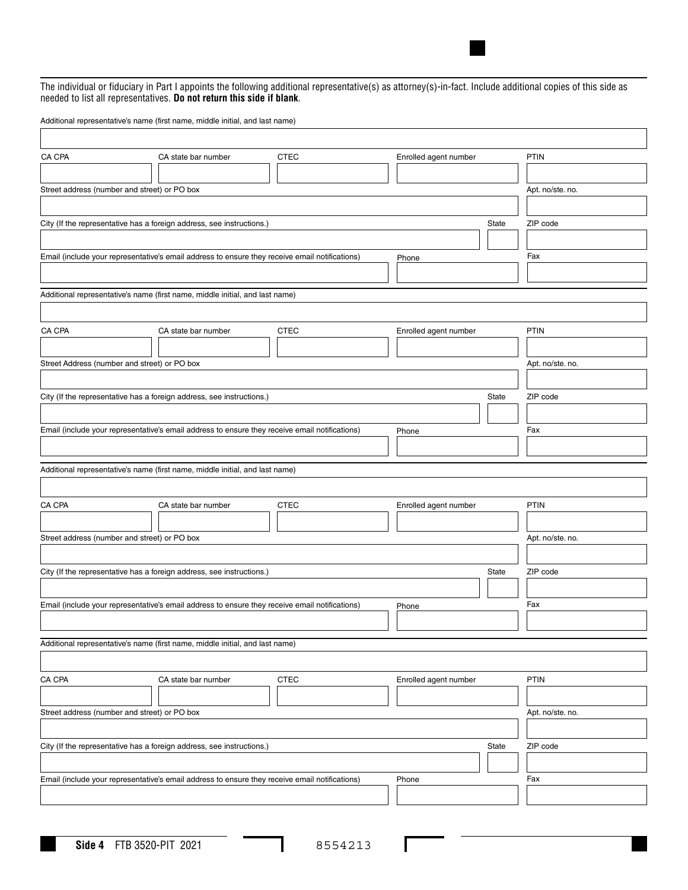The individual or fiduciary in Part I appoints the following additional representative(s) as attorney(s)-in-fact. Include additional copies of this side as needed to list all representatives. **Do not return this side if blank**.

Additional representative's name (first name, middle initial, and last name)

| CA CPA | CA state bar number | CTEC | Enrolled agent number | PTIN |
|---|---|---|---|---|
| | | | | |

| Street address (number and street) or PO box | Apt. no/ste. no. |
|---|---|
| | |

| City (If the representative has a foreign address, see instructions.) | State | ZIP code |
|---|---|---|
| | | |

| Email (include your representative's email address to ensure they receive email notifications) | Phone | Fax |
|---|---|---|
| | | |

Additional representative's name (first name, middle initial, and last name)

| CA CPA | CA state bar number | CTEC | Enrolled agent number | PTIN |
|---|---|---|---|---|
| | | | | |

| Street Address (number and street) or PO box | Apt. no/ste. no. |
|---|---|
| | |

| City (If the representative has a foreign address, see instructions.) | State | ZIP code |
|---|---|---|
| | | |

| Email (include your representative's email address to ensure they receive email notifications) | Phone | Fax |
|---|---|---|
| | | |

Additional representative's name (first name, middle initial, and last name)

| CA CPA | CA state bar number | CTEC | Enrolled agent number | PTIN |
|---|---|---|---|---|
| | | | | |

| Street address (number and street) or PO box | Apt. no/ste. no. |
|---|---|
| | |

| City (If the representative has a foreign address, see instructions.) | State | ZIP code |
|---|---|---|
| | | |

| Email (include your representative's email address to ensure they receive email notifications) | Phone | Fax |
|---|---|---|
| | | |

Additional representative's name (first name, middle initial, and last name)

| CA CPA | CA state bar number | CTEC | Enrolled agent number | PTIN |
|---|---|---|---|---|
| | | | | |

| Street address (number and street) or PO box | Apt. no/ste. no. |
|---|---|
| | |

| City (If the representative has a foreign address, see instructions.) | State | ZIP code |
|---|---|---|
| | | |

| Email (include your representative's email address to ensure they receive email notifications) | Phone | Fax |
|---|---|---|
| | | |

**Side 4** FTB 3520-PIT 2021 8554213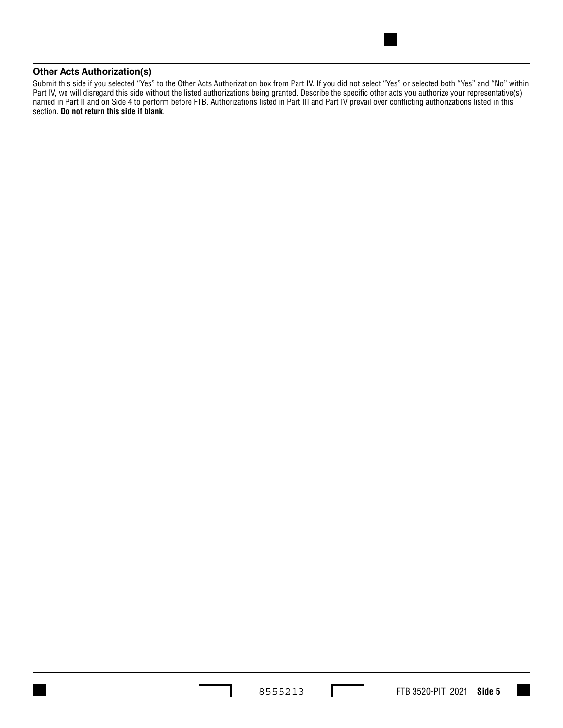## Other Acts Authorization(s)

Submit this side if you selected "Yes" to the Other Acts Authorization box from Part IV. If you did not select "Yes" or selected both "Yes" and "No" within Part IV, we will disregard this side without the listed authorizations being granted. Describe the specific other acts you authorize your representative(s) named in Part II and on Side 4 to perform before FTB. Authorizations listed in Part III and Part IV prevail over conflicting authorizations listed in this section. **Do not return this side if blank**.

8555213

FTB 3520-PIT 2021 **Side 5**